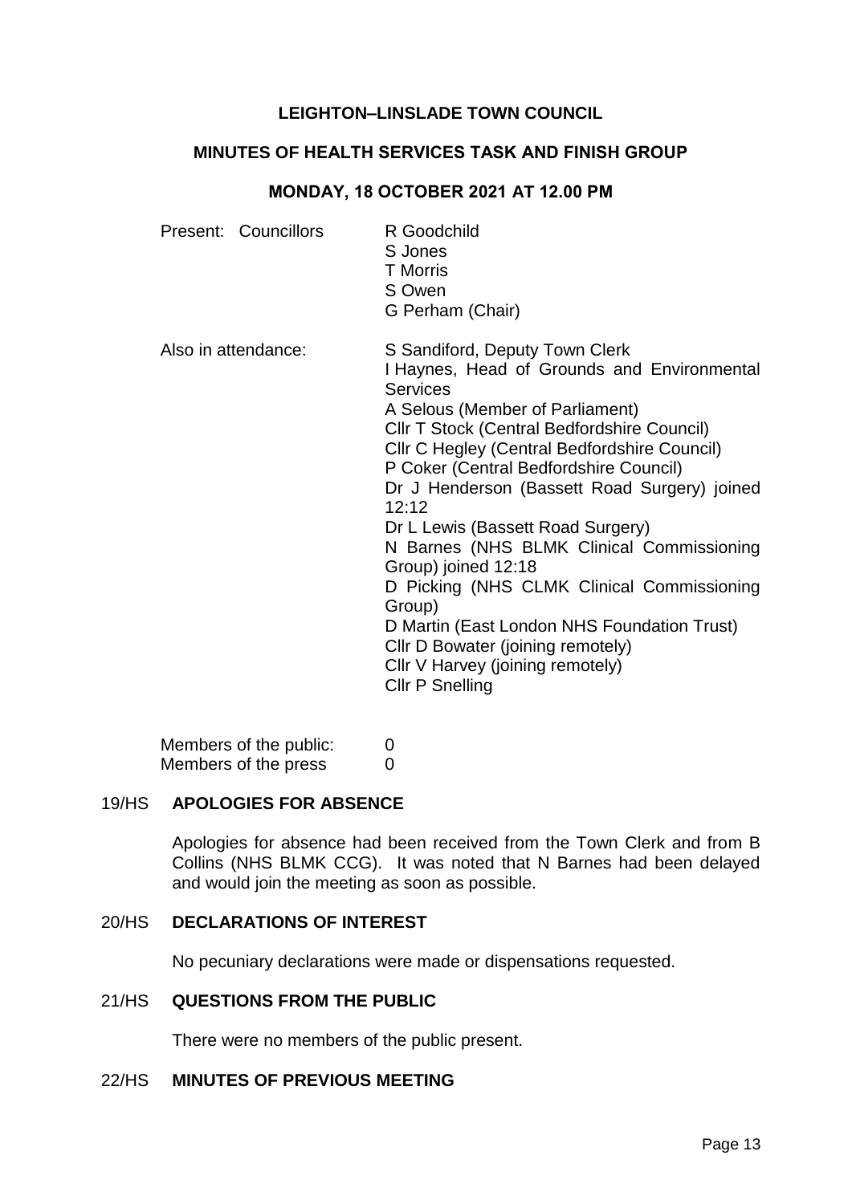# LEIGHTON–LINSLADE TOWN COUNCIL

## MINUTES OF HEALTH SERVICES TASK AND FINISH GROUP

### MONDAY, 18 OCTOBER 2021 AT 12.00 PM

| | |
|---|---|
| Present: Councillors | R Goodchild<br>S Jones<br>T Morris<br>S Owen<br>G Perham (Chair) |
| Also in attendance: | S Sandiford, Deputy Town Clerk<br>I Haynes, Head of Grounds and Environmental Services<br>A Selous (Member of Parliament)<br>Cllr T Stock (Central Bedfordshire Council)<br>Cllr C Hegley (Central Bedfordshire Council)<br>P Coker (Central Bedfordshire Council)<br>Dr J Henderson (Bassett Road Surgery) joined 12:12<br>Dr L Lewis (Bassett Road Surgery)<br>N Barnes (NHS BLMK Clinical Commissioning Group) joined 12:18<br>D Picking (NHS CLMK Clinical Commissioning Group)<br>D Martin (East London NHS Foundation Trust)<br>Cllr D Bowater (joining remotely)<br>Cllr V Harvey (joining remotely)<br>Cllr P Snelling |

Members of the public: 0
Members of the press 0

**19/HS APOLOGIES FOR ABSENCE**

Apologies for absence had been received from the Town Clerk and from B Collins (NHS BLMK CCG). It was noted that N Barnes had been delayed and would join the meeting as soon as possible.

**20/HS DECLARATIONS OF INTEREST**

No pecuniary declarations were made or dispensations requested.

**21/HS QUESTIONS FROM THE PUBLIC**

There were no members of the public present.

**22/HS MINUTES OF PREVIOUS MEETING**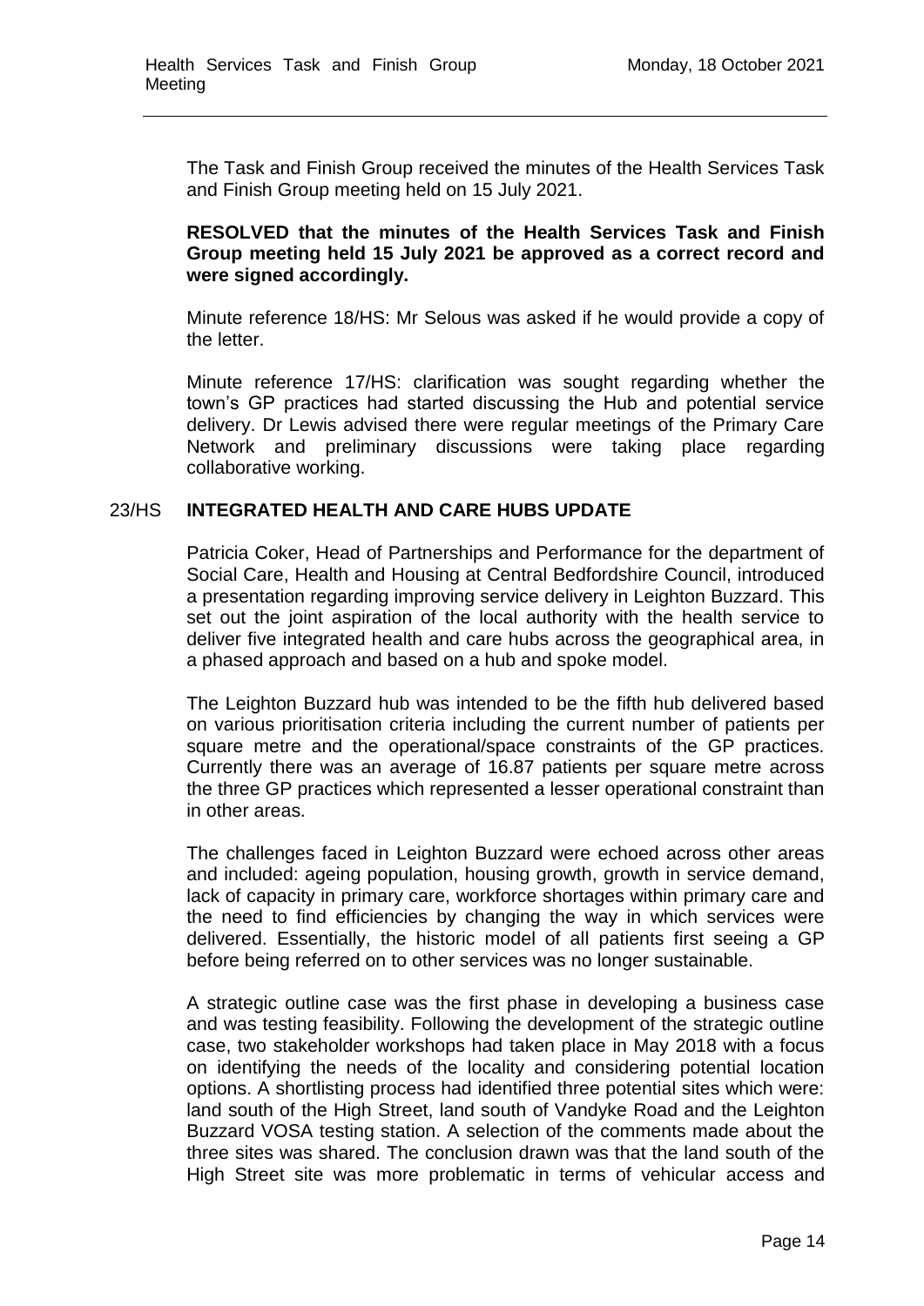The Task and Finish Group received the minutes of the Health Services Task and Finish Group meeting held on 15 July 2021.

**RESOLVED that the minutes of the Health Services Task and Finish Group meeting held 15 July 2021 be approved as a correct record and were signed accordingly.**

Minute reference 18/HS: Mr Selous was asked if he would provide a copy of the letter.

Minute reference 17/HS: clarification was sought regarding whether the town's GP practices had started discussing the Hub and potential service delivery. Dr Lewis advised there were regular meetings of the Primary Care Network and preliminary discussions were taking place regarding collaborative working.

## 23/HS INTEGRATED HEALTH AND CARE HUBS UPDATE

Patricia Coker, Head of Partnerships and Performance for the department of Social Care, Health and Housing at Central Bedfordshire Council, introduced a presentation regarding improving service delivery in Leighton Buzzard. This set out the joint aspiration of the local authority with the health service to deliver five integrated health and care hubs across the geographical area, in a phased approach and based on a hub and spoke model.

The Leighton Buzzard hub was intended to be the fifth hub delivered based on various prioritisation criteria including the current number of patients per square metre and the operational/space constraints of the GP practices. Currently there was an average of 16.87 patients per square metre across the three GP practices which represented a lesser operational constraint than in other areas.

The challenges faced in Leighton Buzzard were echoed across other areas and included: ageing population, housing growth, growth in service demand, lack of capacity in primary care, workforce shortages within primary care and the need to find efficiencies by changing the way in which services were delivered. Essentially, the historic model of all patients first seeing a GP before being referred on to other services was no longer sustainable.

A strategic outline case was the first phase in developing a business case and was testing feasibility. Following the development of the strategic outline case, two stakeholder workshops had taken place in May 2018 with a focus on identifying the needs of the locality and considering potential location options. A shortlisting process had identified three potential sites which were: land south of the High Street, land south of Vandyke Road and the Leighton Buzzard VOSA testing station. A selection of the comments made about the three sites was shared. The conclusion drawn was that the land south of the High Street site was more problematic in terms of vehicular access and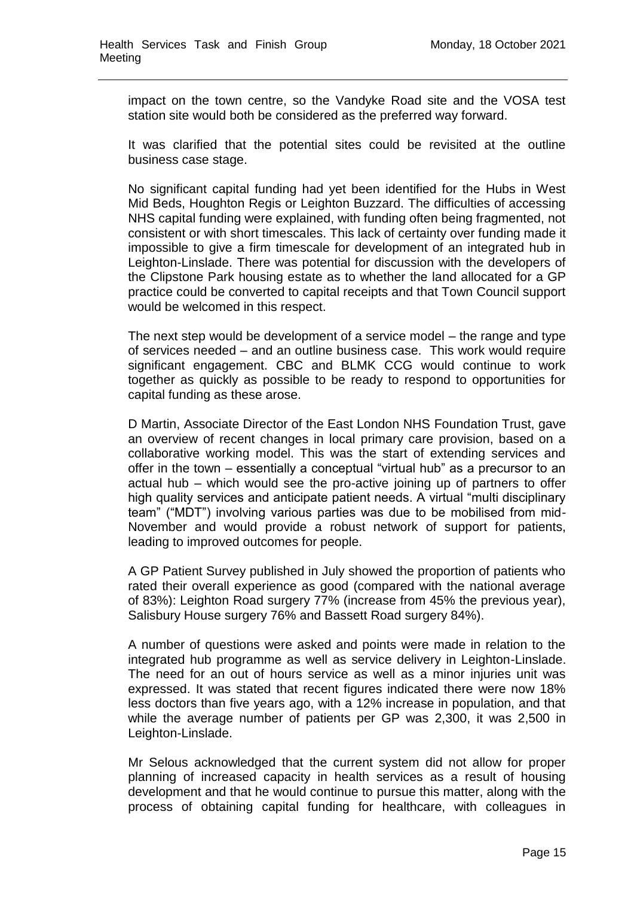impact on the town centre, so the Vandyke Road site and the VOSA test station site would both be considered as the preferred way forward.

It was clarified that the potential sites could be revisited at the outline business case stage.

No significant capital funding had yet been identified for the Hubs in West Mid Beds, Houghton Regis or Leighton Buzzard. The difficulties of accessing NHS capital funding were explained, with funding often being fragmented, not consistent or with short timescales. This lack of certainty over funding made it impossible to give a firm timescale for development of an integrated hub in Leighton-Linslade. There was potential for discussion with the developers of the Clipstone Park housing estate as to whether the land allocated for a GP practice could be converted to capital receipts and that Town Council support would be welcomed in this respect.

The next step would be development of a service model – the range and type of services needed – and an outline business case. This work would require significant engagement. CBC and BLMK CCG would continue to work together as quickly as possible to be ready to respond to opportunities for capital funding as these arose.

D Martin, Associate Director of the East London NHS Foundation Trust, gave an overview of recent changes in local primary care provision, based on a collaborative working model. This was the start of extending services and offer in the town – essentially a conceptual "virtual hub" as a precursor to an actual hub – which would see the pro-active joining up of partners to offer high quality services and anticipate patient needs. A virtual "multi disciplinary team" ("MDT") involving various parties was due to be mobilised from mid-November and would provide a robust network of support for patients, leading to improved outcomes for people.

A GP Patient Survey published in July showed the proportion of patients who rated their overall experience as good (compared with the national average of 83%): Leighton Road surgery 77% (increase from 45% the previous year), Salisbury House surgery 76% and Bassett Road surgery 84%).

A number of questions were asked and points were made in relation to the integrated hub programme as well as service delivery in Leighton-Linslade. The need for an out of hours service as well as a minor injuries unit was expressed. It was stated that recent figures indicated there were now 18% less doctors than five years ago, with a 12% increase in population, and that while the average number of patients per GP was 2,300, it was 2,500 in Leighton-Linslade.

Mr Selous acknowledged that the current system did not allow for proper planning of increased capacity in health services as a result of housing development and that he would continue to pursue this matter, along with the process of obtaining capital funding for healthcare, with colleagues in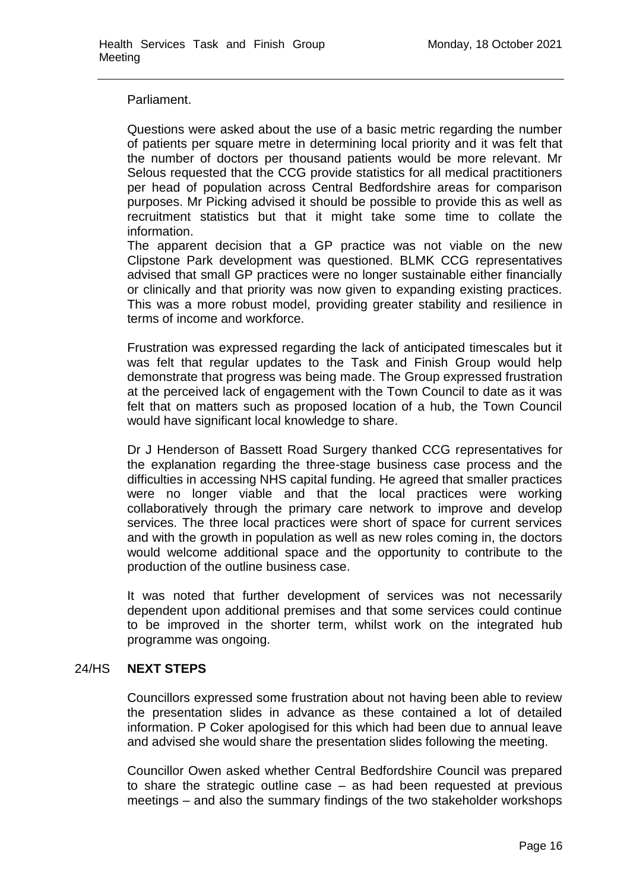Parliament.

Questions were asked about the use of a basic metric regarding the number of patients per square metre in determining local priority and it was felt that the number of doctors per thousand patients would be more relevant. Mr Selous requested that the CCG provide statistics for all medical practitioners per head of population across Central Bedfordshire areas for comparison purposes. Mr Picking advised it should be possible to provide this as well as recruitment statistics but that it might take some time to collate the information.

The apparent decision that a GP practice was not viable on the new Clipstone Park development was questioned. BLMK CCG representatives advised that small GP practices were no longer sustainable either financially or clinically and that priority was now given to expanding existing practices. This was a more robust model, providing greater stability and resilience in terms of income and workforce.

Frustration was expressed regarding the lack of anticipated timescales but it was felt that regular updates to the Task and Finish Group would help demonstrate that progress was being made. The Group expressed frustration at the perceived lack of engagement with the Town Council to date as it was felt that on matters such as proposed location of a hub, the Town Council would have significant local knowledge to share.

Dr J Henderson of Bassett Road Surgery thanked CCG representatives for the explanation regarding the three-stage business case process and the difficulties in accessing NHS capital funding. He agreed that smaller practices were no longer viable and that the local practices were working collaboratively through the primary care network to improve and develop services. The three local practices were short of space for current services and with the growth in population as well as new roles coming in, the doctors would welcome additional space and the opportunity to contribute to the production of the outline business case.

It was noted that further development of services was not necessarily dependent upon additional premises and that some services could continue to be improved in the shorter term, whilst work on the integrated hub programme was ongoing.

## 24/HS NEXT STEPS

Councillors expressed some frustration about not having been able to review the presentation slides in advance as these contained a lot of detailed information. P Coker apologised for this which had been due to annual leave and advised she would share the presentation slides following the meeting.

Councillor Owen asked whether Central Bedfordshire Council was prepared to share the strategic outline case – as had been requested at previous meetings – and also the summary findings of the two stakeholder workshops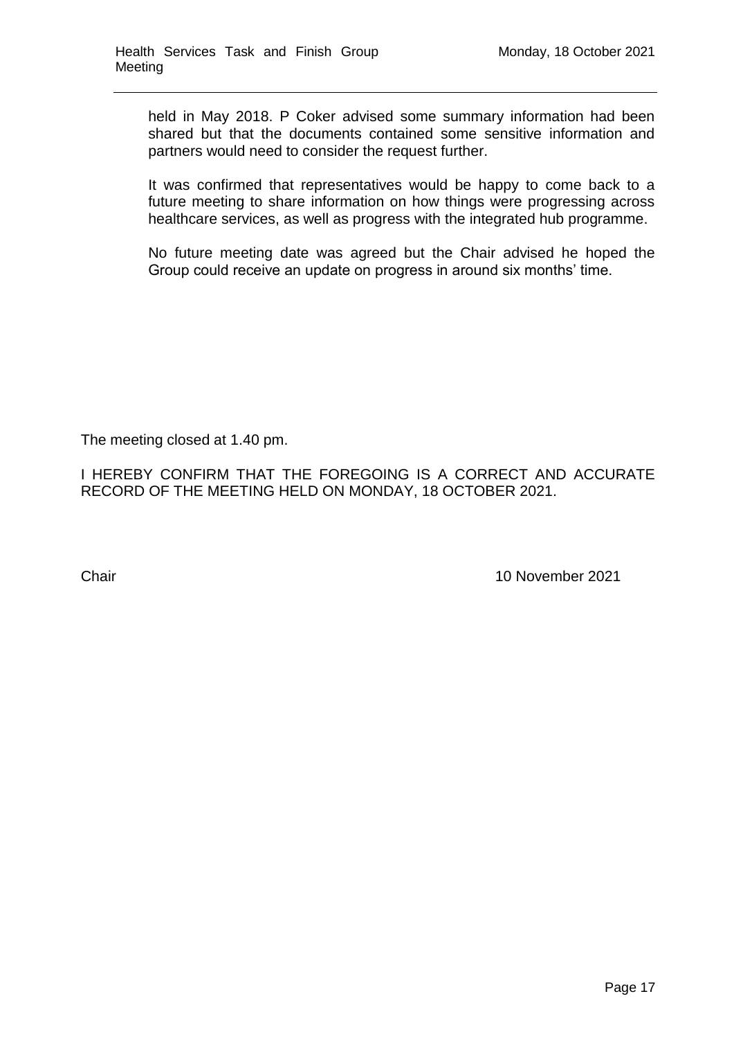held in May 2018. P Coker advised some summary information had been shared but that the documents contained some sensitive information and partners would need to consider the request further.

It was confirmed that representatives would be happy to come back to a future meeting to share information on how things were progressing across healthcare services, as well as progress with the integrated hub programme.

No future meeting date was agreed but the Chair advised he hoped the Group could receive an update on progress in around six months' time.

The meeting closed at 1.40 pm.

I HEREBY CONFIRM THAT THE FOREGOING IS A CORRECT AND ACCURATE RECORD OF THE MEETING HELD ON MONDAY, 18 OCTOBER 2021.

Chair 10 November 2021